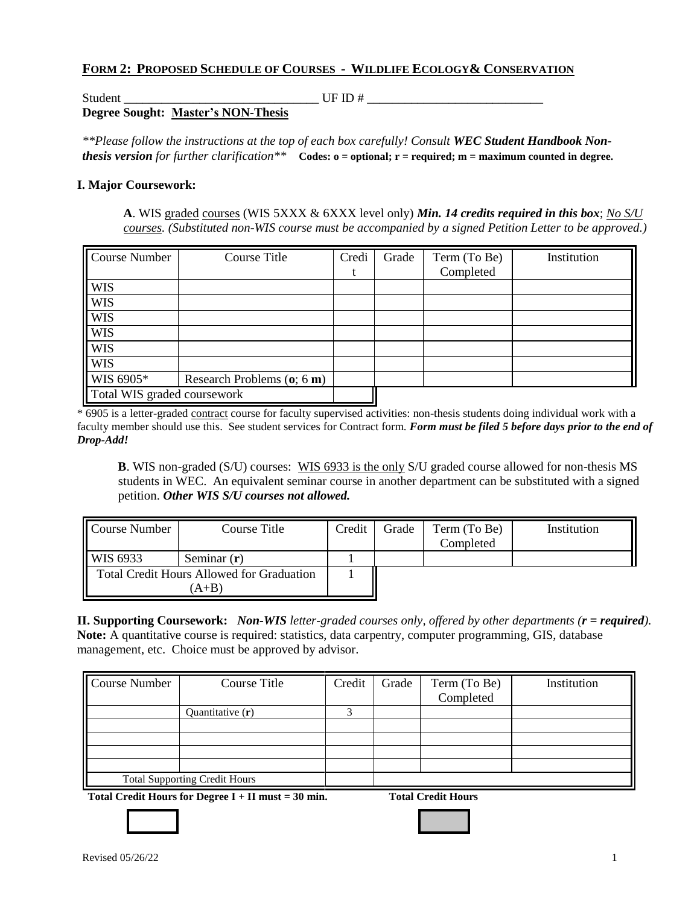## FORM 2: PROPOSED SCHEDULE OF COURSES - WILDLIFE ECOLOGY& CONSERVATION

Student _______________________________ UF ID # ___________________________

**Degree Sought: Master's NON-Thesis**

*\*\*Please follow the instructions at the top of each box carefully! Consult **WEC Student Handbook Non-thesis version** for further clarification\*\** **Codes: o = optional; r = required; m = maximum counted in degree.**

### I. Major Coursework:

**A**. WIS graded courses (WIS 5XXX & 6XXX level only) ***Min. 14 credits required in this box***; No S/U courses. *(Substituted non-WIS course must be accompanied by a signed Petition Letter to be approved.)*

| Course Number | Course Title | Credit | Grade | Term (To Be) Completed | Institution |
|---|---|---|---|---|---|
| WIS | | | | | |
| WIS | | | | | |
| WIS | | | | | |
| WIS | | | | | |
| WIS | | | | | |
| WIS | | | | | |
| WIS 6905* | Research Problems (**o**; 6 **m**) | | | | |
| Total WIS graded coursework | | | | | |

\* 6905 is a letter-graded contract course for faculty supervised activities: non-thesis students doing individual work with a faculty member should use this. See student services for Contract form. ***Form must be filed 5 before days prior to the end of Drop-Add!***

**B**. WIS non-graded (S/U) courses: WIS 6933 is the only S/U graded course allowed for non-thesis MS students in WEC. An equivalent seminar course in another department can be substituted with a signed petition. ***Other WIS S/U courses not allowed.***

| Course Number | Course Title | Credit | Grade | Term (To Be) Completed | Institution |
|---|---|---|---|---|---|
| WIS 6933 | Seminar (**r**) | 1 | | | |
| Total Credit Hours Allowed for Graduation (A+B) | | 1 | | | |

**II. Supporting Coursework:** ***Non-WIS** letter-graded courses only, offered by other departments (**r = required**).*
**Note:** A quantitative course is required: statistics, data carpentry, computer programming, GIS, database management, etc. Choice must be approved by advisor.

| Course Number | Course Title | Credit | Grade | Term (To Be) Completed | Institution |
|---|---|---|---|---|---|
| | Quantitative (**r**) | 3 | | | |
| | | | | | |
| | | | | | |
| | | | | | |
| | | | | | |
| Total Supporting Credit Hours | | | | | |

**Total Credit Hours for Degree I + II must = 30 min.** **Total Credit Hours**

Revised 05/26/22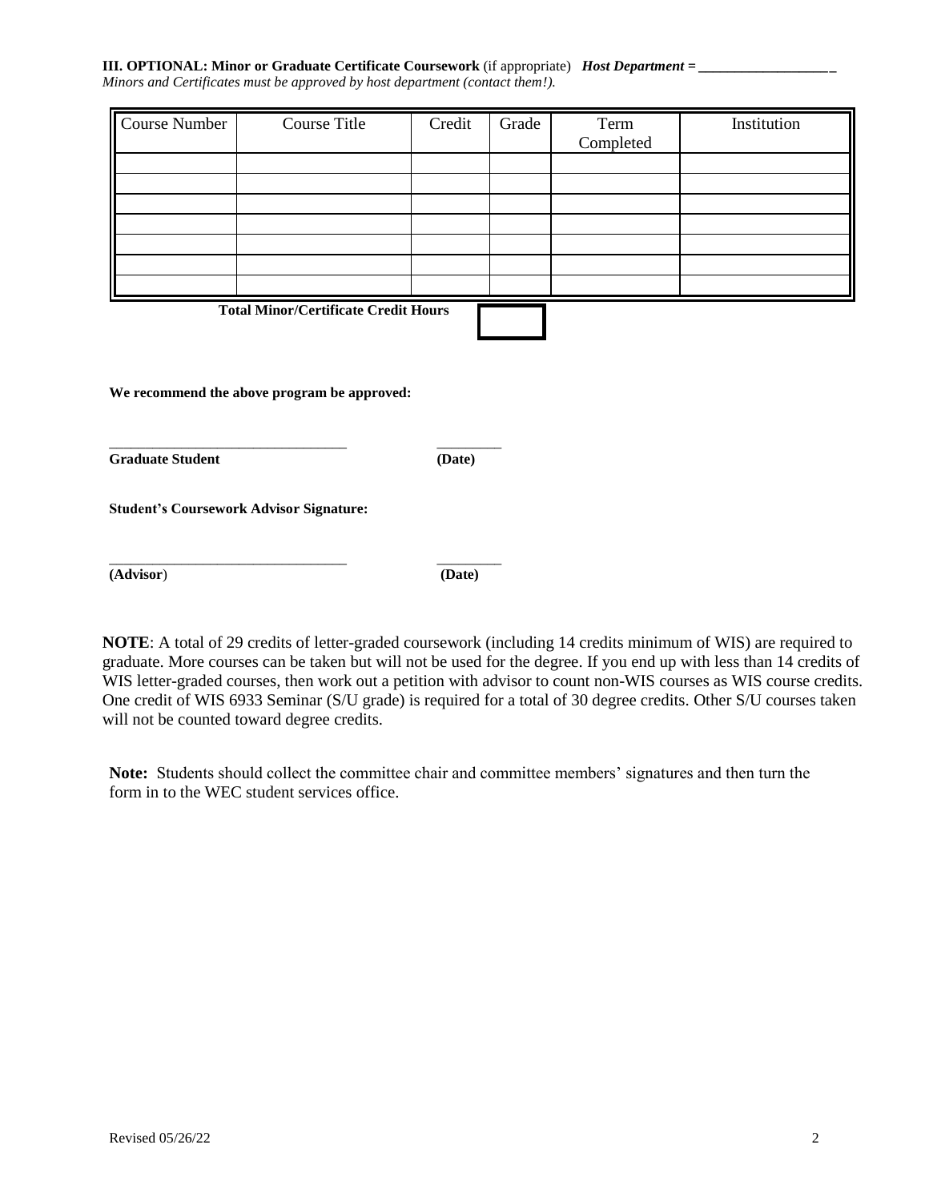**III. OPTIONAL: Minor or Graduate Certificate Coursework** (if appropriate) ***Host Department =*** ___________________

*Minors and Certificates must be approved by host department (contact them!).*

| Course Number | Course Title | Credit | Grade | Term Completed | Institution |
|---|---|---|---|---|---|
| | | | | | |
| | | | | | |
| | | | | | |
| | | | | | |
| | | | | | |
| | | | | | |
| | | | | | |

**Total Minor/Certificate Credit Hours** [ ]

**We recommend the above program be approved:**

________________________________ _________

**Graduate Student** **(Date)**

**Student's Coursework Advisor Signature:**

________________________________ _________

**(Advisor**) **(Date)**

**NOTE**: A total of 29 credits of letter-graded coursework (including 14 credits minimum of WIS) are required to graduate. More courses can be taken but will not be used for the degree. If you end up with less than 14 credits of WIS letter-graded courses, then work out a petition with advisor to count non-WIS courses as WIS course credits. One credit of WIS 6933 Seminar (S/U grade) is required for a total of 30 degree credits. Other S/U courses taken will not be counted toward degree credits.

**Note:** Students should collect the committee chair and committee members' signatures and then turn the form in to the WEC student services office.

Revised 05/26/22